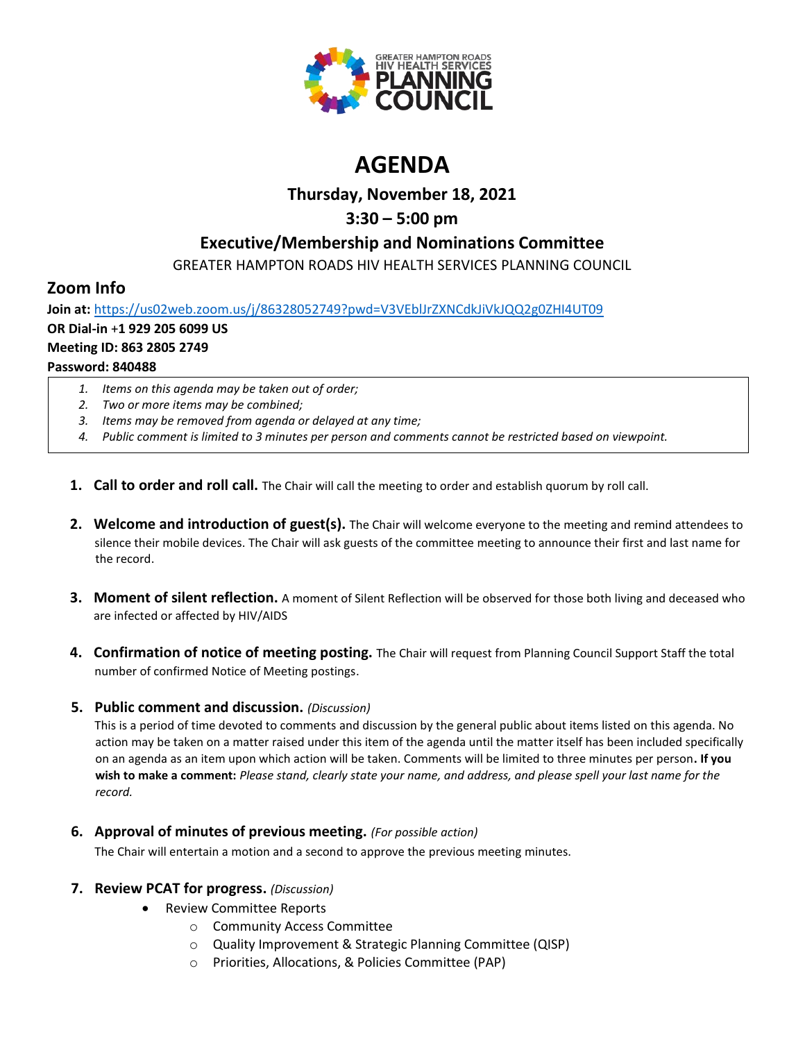GREATER HAMPTON ROADS HIV HEALTH SERVICES PLANNING COUNCIL

# AGENDA

## Thursday, November 18, 2021

## 3:30 – 5:00 pm

## Executive/Membership and Nominations Committee

GREATER HAMPTON ROADS HIV HEALTH SERVICES PLANNING COUNCIL

## Zoom Info

**Join at:** https://us02web.zoom.us/j/86328052749?pwd=V3VEblJrZXNCdkJiVkJQQ2g0ZHI4UT09

**OR Dial-in +1 929 205 6099 US**

**Meeting ID: 863 2805 2749**

**Password: 840488**

1. *Items on this agenda may be taken out of order;*
2. *Two or more items may be combined;*
3. *Items may be removed from agenda or delayed at any time;*
4. *Public comment is limited to 3 minutes per person and comments cannot be restricted based on viewpoint.*

1. **Call to order and roll call.** The Chair will call the meeting to order and establish quorum by roll call.

2. **Welcome and introduction of guest(s).** The Chair will welcome everyone to the meeting and remind attendees to silence their mobile devices. The Chair will ask guests of the committee meeting to announce their first and last name for the record.

3. **Moment of silent reflection.** A moment of Silent Reflection will be observed for those both living and deceased who are infected or affected by HIV/AIDS

4. **Confirmation of notice of meeting posting.** The Chair will request from Planning Council Support Staff the total number of confirmed Notice of Meeting postings.

5. **Public comment and discussion.** *(Discussion)*
   This is a period of time devoted to comments and discussion by the general public about items listed on this agenda. No action may be taken on a matter raised under this item of the agenda until the matter itself has been included specifically on an agenda as an item upon which action will be taken. Comments will be limited to three minutes per person**. If you wish to make a comment:** *Please stand, clearly state your name, and address, and please spell your last name for the record.*

6. **Approval of minutes of previous meeting.** *(For possible action)*
   The Chair will entertain a motion and a second to approve the previous meeting minutes.

7. **Review PCAT for progress.** *(Discussion)*
   - Review Committee Reports
     - Community Access Committee
     - Quality Improvement & Strategic Planning Committee (QISP)
     - Priorities, Allocations, & Policies Committee (PAP)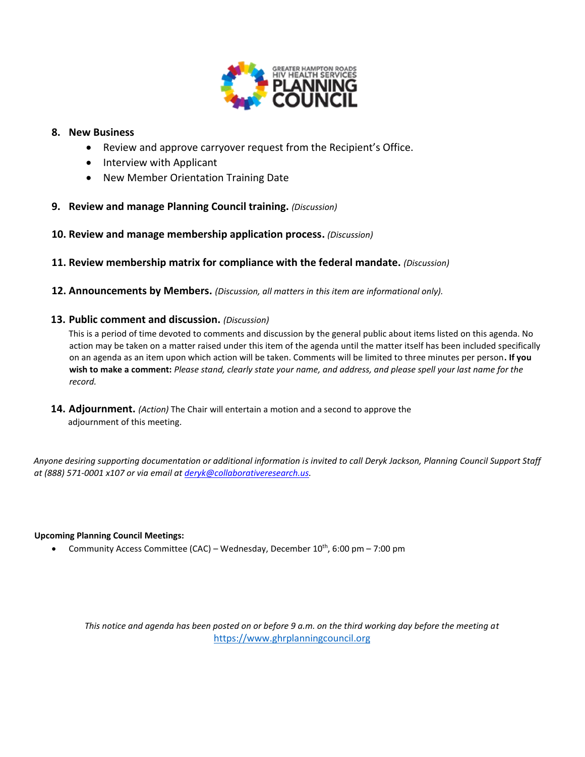**8. New Business**

- Review and approve carryover request from the Recipient's Office.
- Interview with Applicant
- New Member Orientation Training Date

**9. Review and manage Planning Council training.** *(Discussion)*

**10. Review and manage membership application process.** *(Discussion)*

**11. Review membership matrix for compliance with the federal mandate.** *(Discussion)*

**12. Announcements by Members.** *(Discussion, all matters in this item are informational only).*

**13. Public comment and discussion.** *(Discussion)*

This is a period of time devoted to comments and discussion by the general public about items listed on this agenda. No action may be taken on a matter raised under this item of the agenda until the matter itself has been included specifically on an agenda as an item upon which action will be taken. Comments will be limited to three minutes per person**. If you wish to make a comment:** *Please stand, clearly state your name, and address, and please spell your last name for the record.*

**14. Adjournment.** *(Action)* The Chair will entertain a motion and a second to approve the adjournment of this meeting.

*Anyone desiring supporting documentation or additional information is invited to call Deryk Jackson, Planning Council Support Staff at (888) 571-0001 x107 or via email at deryk@collaborativeresearch.us.*

**Upcoming Planning Council Meetings:**

- Community Access Committee (CAC) – Wednesday, December 10th, 6:00 pm – 7:00 pm

*This notice and agenda has been posted on or before 9 a.m. on the third working day before the meeting at* https://www.ghrplanningcouncil.org